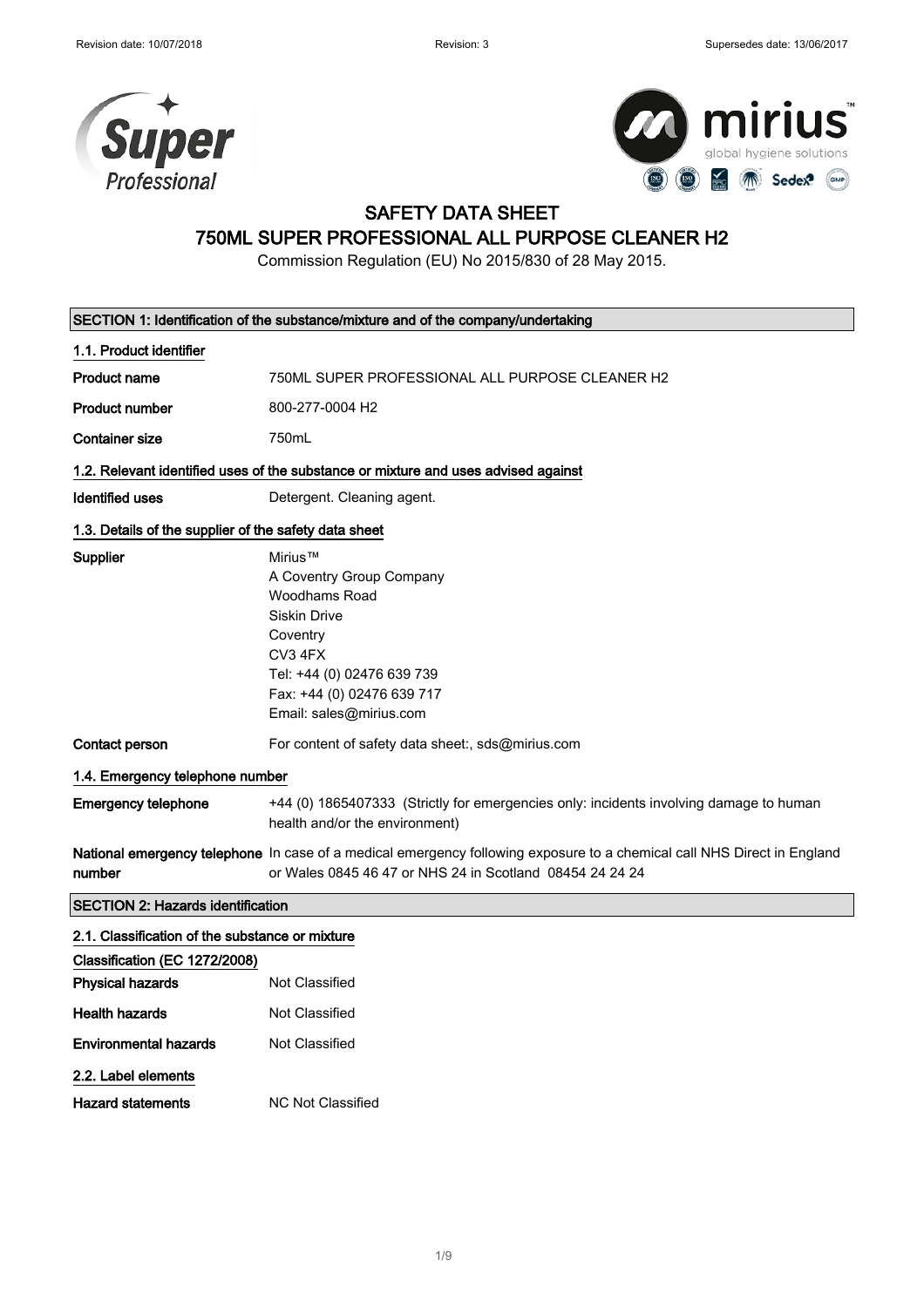# SAFETY DATA SHEET

# 750ML SUPER PROFESSIONAL ALL PURPOSE CLEANER H2

Commission Regulation (EU) No 2015/830 of 28 May 2015.

## SECTION 1: Identification of the substance/mixture and of the company/undertaking

### 1.1. Product identifier

**Product name** 750ML SUPER PROFESSIONAL ALL PURPOSE CLEANER H2

**Product number** 800-277-0004 H2

**Container size** 750mL

### 1.2. Relevant identified uses of the substance or mixture and uses advised against

**Identified uses** Detergent. Cleaning agent.

### 1.3. Details of the supplier of the safety data sheet

**Supplier**
Mirius™
A Coventry Group Company
Woodhams Road
Siskin Drive
Coventry
CV3 4FX
Tel: +44 (0) 02476 639 739
Fax: +44 (0) 02476 639 717
Email: sales@mirius.com

**Contact person** For content of safety data sheet:, sds@mirius.com

### 1.4. Emergency telephone number

**Emergency telephone** +44 (0) 1865407333 (Strictly for emergencies only: incidents involving damage to human health and/or the environment)

**National emergency telephone number** In case of a medical emergency following exposure to a chemical call NHS Direct in England or Wales 0845 46 47 or NHS 24 in Scotland 08454 24 24 24

## SECTION 2: Hazards identification

### 2.1. Classification of the substance or mixture

**Classification (EC 1272/2008)**

**Physical hazards** Not Classified

**Health hazards** Not Classified

**Environmental hazards** Not Classified

### 2.2. Label elements

**Hazard statements** NC Not Classified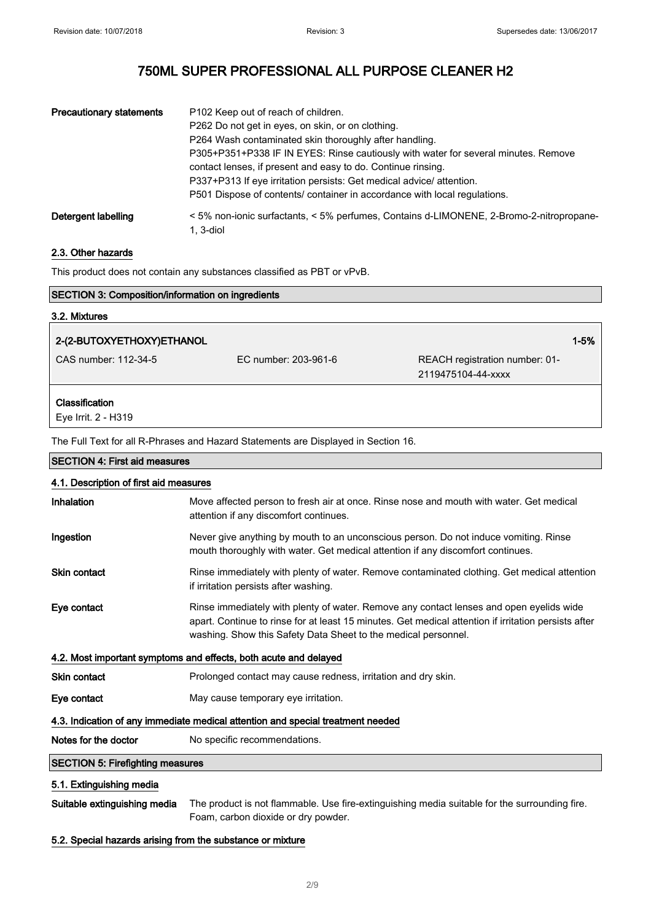| | |
|---|---|
| **Precautionary statements** | P102 Keep out of reach of children.<br>P262 Do not get in eyes, on skin, or on clothing.<br>P264 Wash contaminated skin thoroughly after handling.<br>P305+P351+P338 IF IN EYES: Rinse cautiously with water for several minutes. Remove contact lenses, if present and easy to do. Continue rinsing.<br>P337+P313 If eye irritation persists: Get medical advice/ attention.<br>P501 Dispose of contents/ container in accordance with local regulations. |
| **Detergent labelling** | < 5% non-ionic surfactants, < 5% perfumes, Contains d-LIMONENE, 2-Bromo-2-nitropropane-1, 3-diol |

### 2.3. Other hazards

This product does not contain any substances classified as PBT or vPvB.

## SECTION 3: Composition/information on ingredients

### 3.2. Mixtures

| 2-(2-BUTOXYETHOXY)ETHANOL | | 1-5% |
|---|---|---|
| CAS number: 112-34-5 | EC number: 203-961-6 | REACH registration number: 01-2119475104-44-xxxx |

**Classification**
Eye Irrit. 2 - H319

The Full Text for all R-Phrases and Hazard Statements are Displayed in Section 16.

## SECTION 4: First aid measures

### 4.1. Description of first aid measures

| | |
|---|---|
| **Inhalation** | Move affected person to fresh air at once. Rinse nose and mouth with water. Get medical attention if any discomfort continues. |
| **Ingestion** | Never give anything by mouth to an unconscious person. Do not induce vomiting. Rinse mouth thoroughly with water. Get medical attention if any discomfort continues. |
| **Skin contact** | Rinse immediately with plenty of water. Remove contaminated clothing. Get medical attention if irritation persists after washing. |
| **Eye contact** | Rinse immediately with plenty of water. Remove any contact lenses and open eyelids wide apart. Continue to rinse for at least 15 minutes. Get medical attention if irritation persists after washing. Show this Safety Data Sheet to the medical personnel. |

### 4.2. Most important symptoms and effects, both acute and delayed

| | |
|---|---|
| **Skin contact** | Prolonged contact may cause redness, irritation and dry skin. |
| **Eye contact** | May cause temporary eye irritation. |

### 4.3. Indication of any immediate medical attention and special treatment needed

| | |
|---|---|
| **Notes for the doctor** | No specific recommendations. |

## SECTION 5: Firefighting measures

### 5.1. Extinguishing media

| | |
|---|---|
| **Suitable extinguishing media** | The product is not flammable. Use fire-extinguishing media suitable for the surrounding fire. Foam, carbon dioxide or dry powder. |

### 5.2. Special hazards arising from the substance or mixture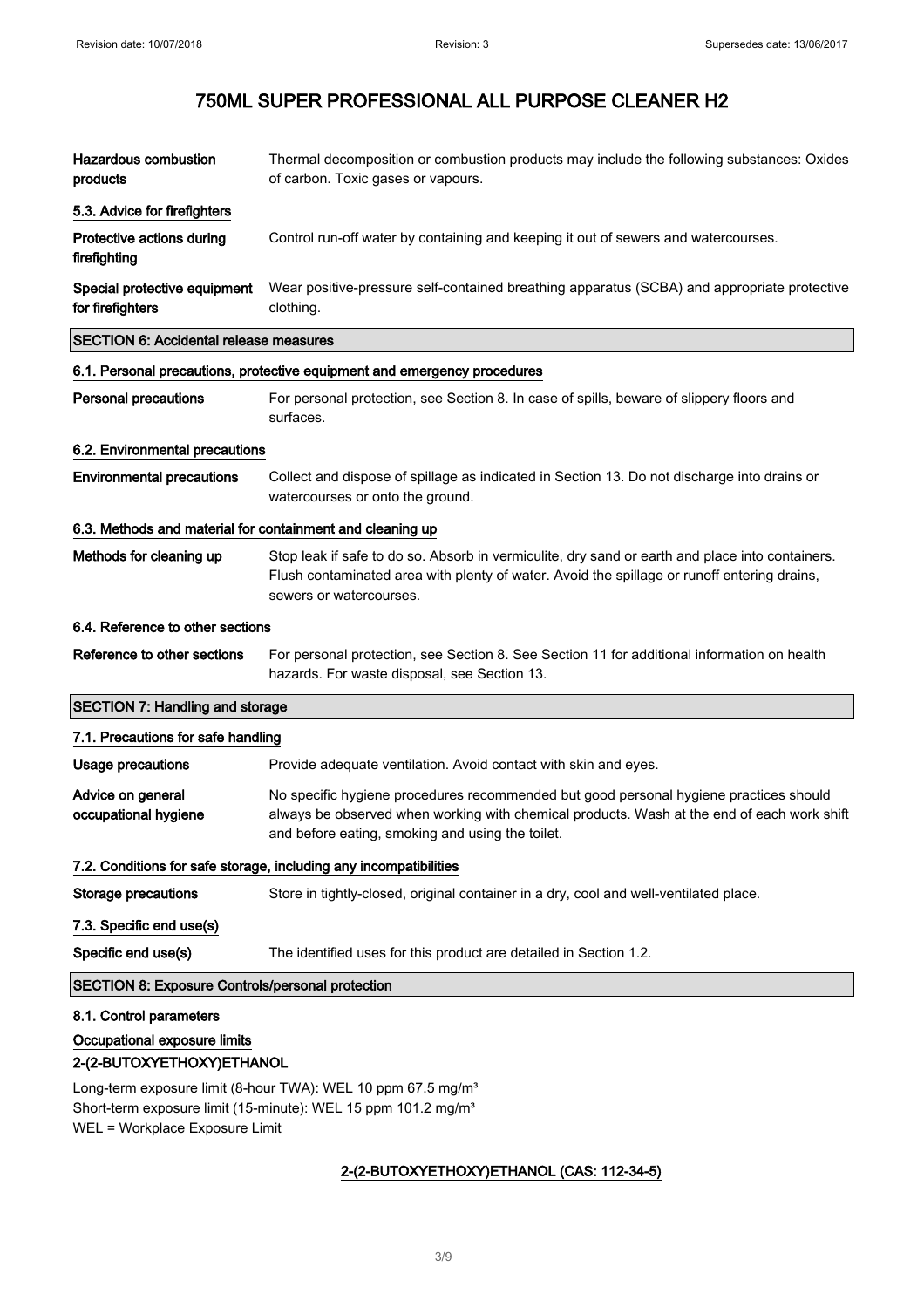| | |
|---|---|
| **Hazardous combustion products** | Thermal decomposition or combustion products may include the following substances: Oxides of carbon. Toxic gases or vapours. |

### 5.3. Advice for firefighters

| | |
|---|---|
| **Protective actions during firefighting** | Control run-off water by containing and keeping it out of sewers and watercourses. |
| **Special protective equipment for firefighters** | Wear positive-pressure self-contained breathing apparatus (SCBA) and appropriate protective clothing. |

## SECTION 6: Accidental release measures

### 6.1. Personal precautions, protective equipment and emergency procedures

| | |
|---|---|
| **Personal precautions** | For personal protection, see Section 8. In case of spills, beware of slippery floors and surfaces. |

### 6.2. Environmental precautions

| | |
|---|---|
| **Environmental precautions** | Collect and dispose of spillage as indicated in Section 13. Do not discharge into drains or watercourses or onto the ground. |

### 6.3. Methods and material for containment and cleaning up

| | |
|---|---|
| **Methods for cleaning up** | Stop leak if safe to do so. Absorb in vermiculite, dry sand or earth and place into containers. Flush contaminated area with plenty of water. Avoid the spillage or runoff entering drains, sewers or watercourses. |

### 6.4. Reference to other sections

| | |
|---|---|
| **Reference to other sections** | For personal protection, see Section 8. See Section 11 for additional information on health hazards. For waste disposal, see Section 13. |

## SECTION 7: Handling and storage

### 7.1. Precautions for safe handling

| | |
|---|---|
| **Usage precautions** | Provide adequate ventilation. Avoid contact with skin and eyes. |
| **Advice on general occupational hygiene** | No specific hygiene procedures recommended but good personal hygiene practices should always be observed when working with chemical products. Wash at the end of each work shift and before eating, smoking and using the toilet. |

### 7.2. Conditions for safe storage, including any incompatibilities

| | |
|---|---|
| **Storage precautions** | Store in tightly-closed, original container in a dry, cool and well-ventilated place. |

### 7.3. Specific end use(s)

| | |
|---|---|
| **Specific end use(s)** | The identified uses for this product are detailed in Section 1.2. |

## SECTION 8: Exposure Controls/personal protection

### 8.1. Control parameters

**Occupational exposure limits**

**2-(2-BUTOXYETHOXY)ETHANOL**

Long-term exposure limit (8-hour TWA): WEL 10 ppm 67.5 mg/m³
Short-term exposure limit (15-minute): WEL 15 ppm 101.2 mg/m³
WEL = Workplace Exposure Limit

**2-(2-BUTOXYETHOXY)ETHANOL (CAS: 112-34-5)**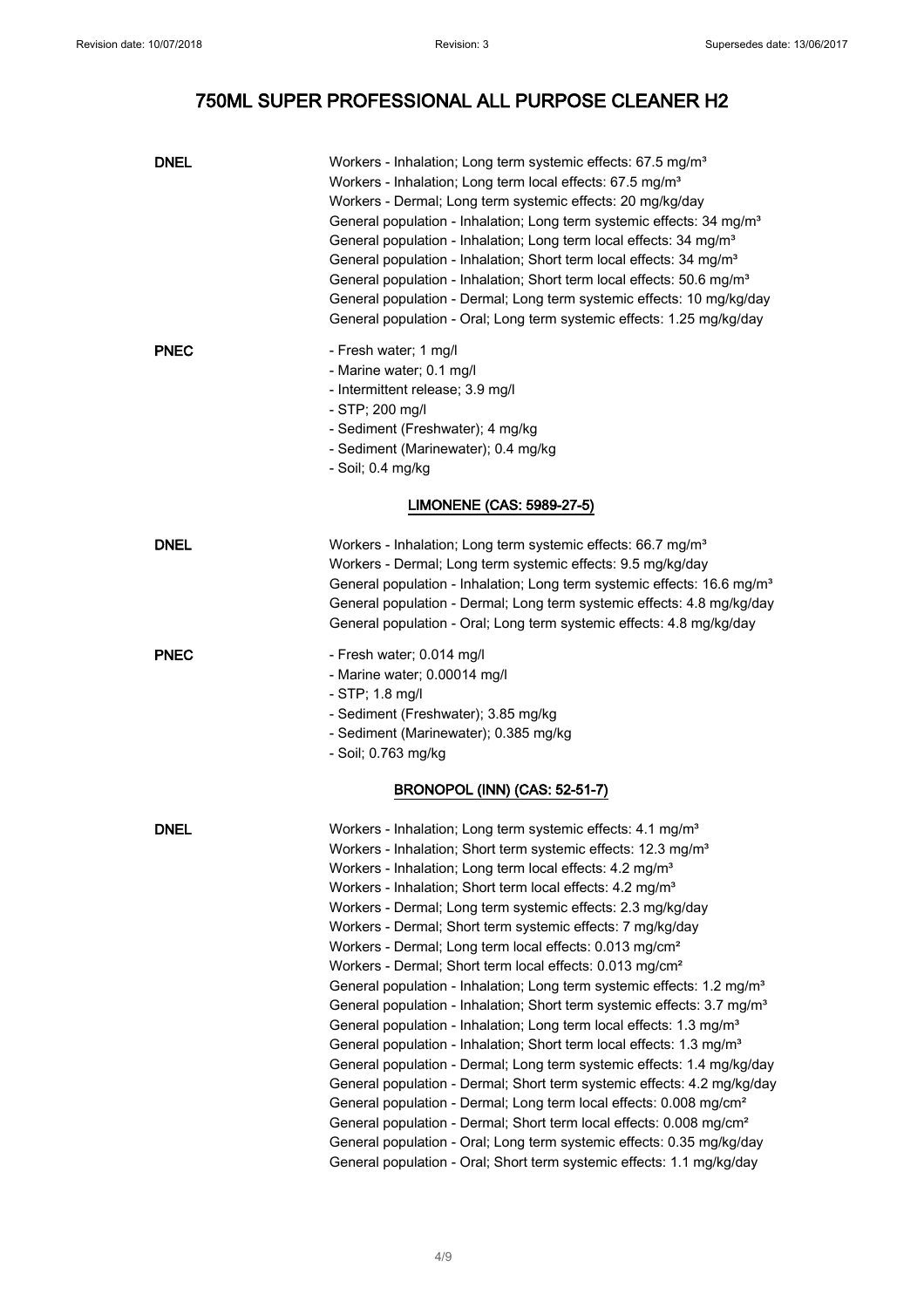# 750ML SUPER PROFESSIONAL ALL PURPOSE CLEANER H2

**DNEL**

Workers - Inhalation; Long term systemic effects: 67.5 mg/m³
Workers - Inhalation; Long term local effects: 67.5 mg/m³
Workers - Dermal; Long term systemic effects: 20 mg/kg/day
General population - Inhalation; Long term systemic effects: 34 mg/m³
General population - Inhalation; Long term local effects: 34 mg/m³
General population - Inhalation; Short term local effects: 34 mg/m³
General population - Inhalation; Short term local effects: 50.6 mg/m³
General population - Dermal; Long term systemic effects: 10 mg/kg/day
General population - Oral; Long term systemic effects: 1.25 mg/kg/day

**PNEC**

- Fresh water; 1 mg/l
- Marine water; 0.1 mg/l
- Intermittent release; 3.9 mg/l
- STP; 200 mg/l
- Sediment (Freshwater); 4 mg/kg
- Sediment (Marinewater); 0.4 mg/kg
- Soil; 0.4 mg/kg

## LIMONENE (CAS: 5989-27-5)

**DNEL**

Workers - Inhalation; Long term systemic effects: 66.7 mg/m³
Workers - Dermal; Long term systemic effects: 9.5 mg/kg/day
General population - Inhalation; Long term systemic effects: 16.6 mg/m³
General population - Dermal; Long term systemic effects: 4.8 mg/kg/day
General population - Oral; Long term systemic effects: 4.8 mg/kg/day

**PNEC**

- Fresh water; 0.014 mg/l
- Marine water; 0.00014 mg/l
- STP; 1.8 mg/l
- Sediment (Freshwater); 3.85 mg/kg
- Sediment (Marinewater); 0.385 mg/kg
- Soil; 0.763 mg/kg

## BRONOPOL (INN) (CAS: 52-51-7)

**DNEL**

Workers - Inhalation; Long term systemic effects: 4.1 mg/m³
Workers - Inhalation; Short term systemic effects: 12.3 mg/m³
Workers - Inhalation; Long term local effects: 4.2 mg/m³
Workers - Inhalation; Short term local effects: 4.2 mg/m³
Workers - Dermal; Long term systemic effects: 2.3 mg/kg/day
Workers - Dermal; Short term systemic effects: 7 mg/kg/day
Workers - Dermal; Long term local effects: 0.013 mg/cm²
Workers - Dermal; Short term local effects: 0.013 mg/cm²
General population - Inhalation; Long term systemic effects: 1.2 mg/m³
General population - Inhalation; Short term systemic effects: 3.7 mg/m³
General population - Inhalation; Long term local effects: 1.3 mg/m³
General population - Inhalation; Short term local effects: 1.3 mg/m³
General population - Dermal; Long term systemic effects: 1.4 mg/kg/day
General population - Dermal; Short term systemic effects: 4.2 mg/kg/day
General population - Dermal; Long term local effects: 0.008 mg/cm²
General population - Dermal; Short term local effects: 0.008 mg/cm²
General population - Oral; Long term systemic effects: 0.35 mg/kg/day
General population - Oral; Short term systemic effects: 1.1 mg/kg/day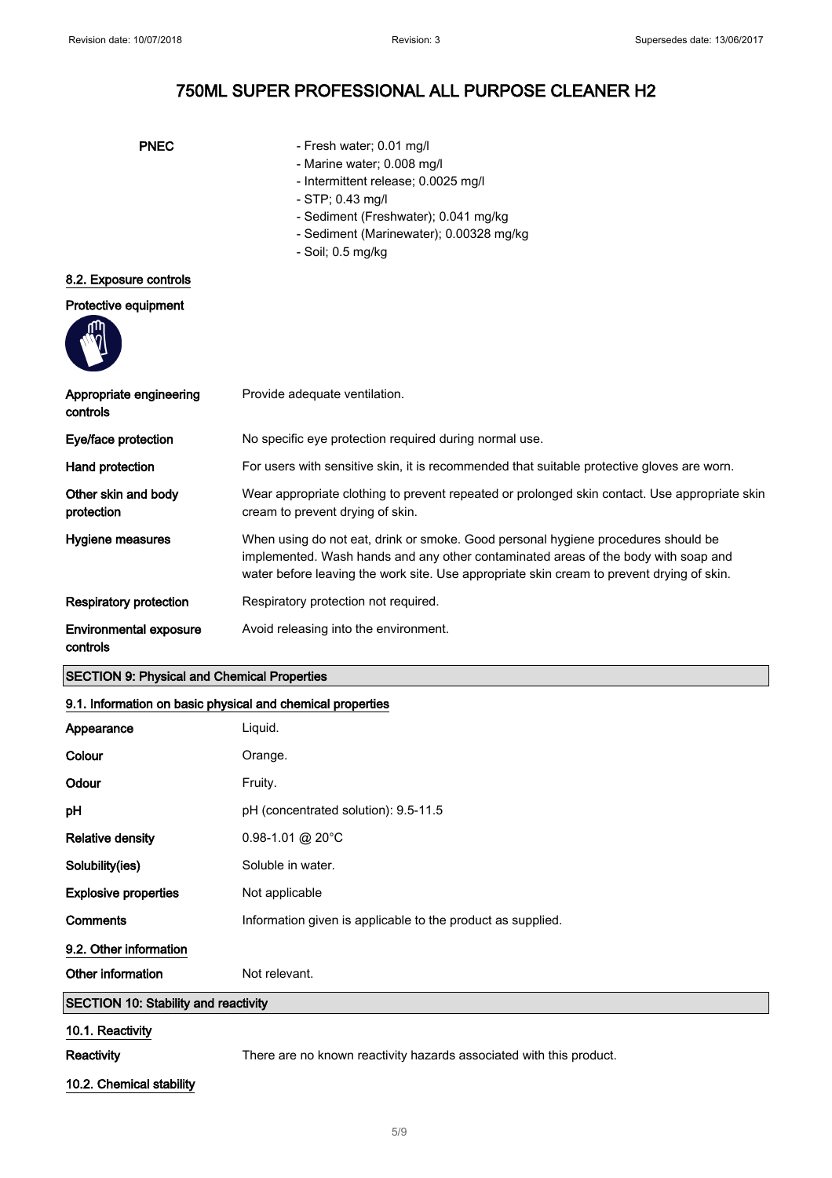# 750ML SUPER PROFESSIONAL ALL PURPOSE CLEANER H2

**PNEC**

- Fresh water; 0.01 mg/l
- Marine water; 0.008 mg/l
- Intermittent release; 0.0025 mg/l
- STP; 0.43 mg/l
- Sediment (Freshwater); 0.041 mg/kg
- Sediment (Marinewater); 0.00328 mg/kg
- Soil; 0.5 mg/kg

### 8.2. Exposure controls

**Protective equipment**

| | |
|---|---|
| **Appropriate engineering controls** | Provide adequate ventilation. |
| **Eye/face protection** | No specific eye protection required during normal use. |
| **Hand protection** | For users with sensitive skin, it is recommended that suitable protective gloves are worn. |
| **Other skin and body protection** | Wear appropriate clothing to prevent repeated or prolonged skin contact. Use appropriate skin cream to prevent drying of skin. |
| **Hygiene measures** | When using do not eat, drink or smoke. Good personal hygiene procedures should be implemented. Wash hands and any other contaminated areas of the body with soap and water before leaving the work site. Use appropriate skin cream to prevent drying of skin. |
| **Respiratory protection** | Respiratory protection not required. |
| **Environmental exposure controls** | Avoid releasing into the environment. |

## SECTION 9: Physical and Chemical Properties

### 9.1. Information on basic physical and chemical properties

| | |
|---|---|
| **Appearance** | Liquid. |
| **Colour** | Orange. |
| **Odour** | Fruity. |
| **pH** | pH (concentrated solution): 9.5-11.5 |
| **Relative density** | 0.98-1.01 @ 20°C |
| **Solubility(ies)** | Soluble in water. |
| **Explosive properties** | Not applicable |
| **Comments** | Information given is applicable to the product as supplied. |

### 9.2. Other information

| | |
|---|---|
| **Other information** | Not relevant. |

## SECTION 10: Stability and reactivity

### 10.1. Reactivity

| | |
|---|---|
| **Reactivity** | There are no known reactivity hazards associated with this product. |

### 10.2. Chemical stability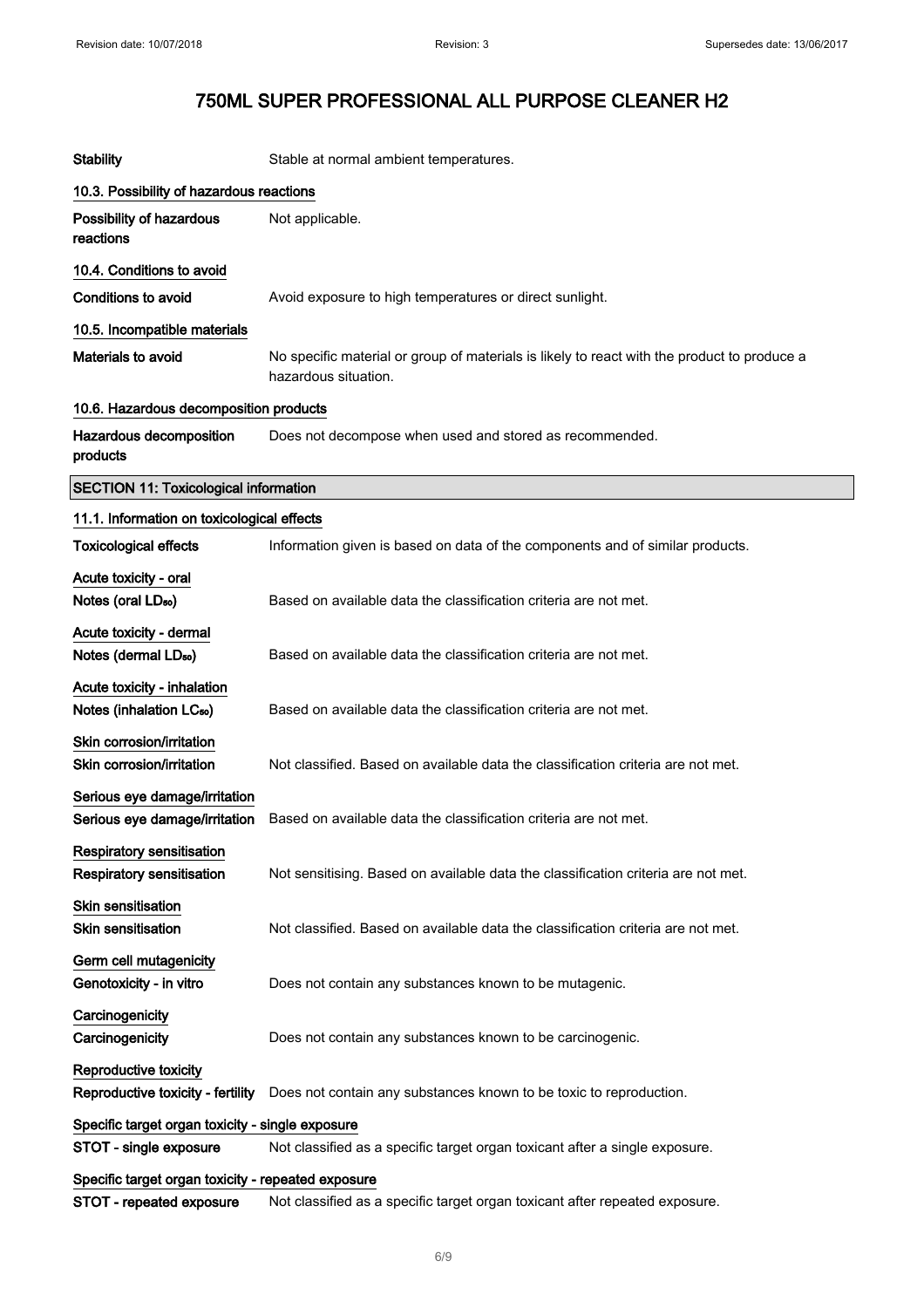**Stability** Stable at normal ambient temperatures.

### 10.3. Possibility of hazardous reactions

**Possibility of hazardous reactions** Not applicable.

### 10.4. Conditions to avoid

**Conditions to avoid** Avoid exposure to high temperatures or direct sunlight.

### 10.5. Incompatible materials

**Materials to avoid** No specific material or group of materials is likely to react with the product to produce a hazardous situation.

### 10.6. Hazardous decomposition products

**Hazardous decomposition products** Does not decompose when used and stored as recommended.

## SECTION 11: Toxicological information

### 11.1. Information on toxicological effects

**Toxicological effects** Information given is based on data of the components and of similar products.

**Acute toxicity - oral**

**Notes (oral $LD_{50}$)** Based on available data the classification criteria are not met.

**Acute toxicity - dermal**

**Notes (dermal $LD_{50}$)** Based on available data the classification criteria are not met.

**Acute toxicity - inhalation**

**Notes (inhalation $LC_{50}$)** Based on available data the classification criteria are not met.

**Skin corrosion/irritation**

**Skin corrosion/irritation** Not classified. Based on available data the classification criteria are not met.

**Serious eye damage/irritation**

**Serious eye damage/irritation** Based on available data the classification criteria are not met.

**Respiratory sensitisation**

**Respiratory sensitisation** Not sensitising. Based on available data the classification criteria are not met.

**Skin sensitisation**

**Skin sensitisation** Not classified. Based on available data the classification criteria are not met.

**Germ cell mutagenicity**

**Genotoxicity - in vitro** Does not contain any substances known to be mutagenic.

**Carcinogenicity**

**Carcinogenicity** Does not contain any substances known to be carcinogenic.

**Reproductive toxicity**

**Reproductive toxicity - fertility** Does not contain any substances known to be toxic to reproduction.

**Specific target organ toxicity - single exposure**

**STOT - single exposure** Not classified as a specific target organ toxicant after a single exposure.

**Specific target organ toxicity - repeated exposure**

**STOT - repeated exposure** Not classified as a specific target organ toxicant after repeated exposure.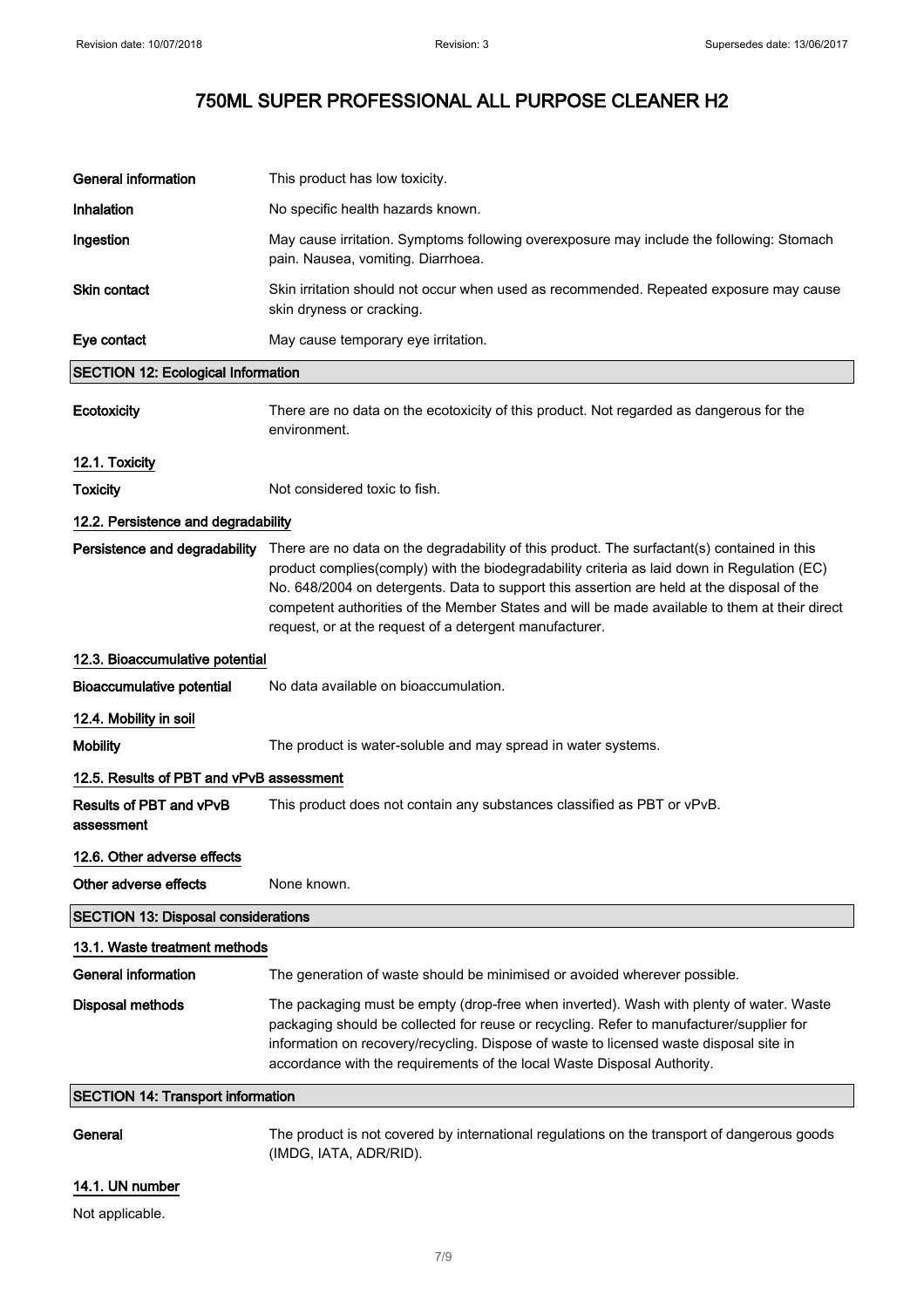# 750ML SUPER PROFESSIONAL ALL PURPOSE CLEANER H2

| | |
|---|---|
| **General information** | This product has low toxicity. |
| **Inhalation** | No specific health hazards known. |
| **Ingestion** | May cause irritation. Symptoms following overexposure may include the following: Stomach pain. Nausea, vomiting. Diarrhoea. |
| **Skin contact** | Skin irritation should not occur when used as recommended. Repeated exposure may cause skin dryness or cracking. |
| **Eye contact** | May cause temporary eye irritation. |

## SECTION 12: Ecological Information

| | |
|---|---|
| **Ecotoxicity** | There are no data on the ecotoxicity of this product. Not regarded as dangerous for the environment. |

### 12.1. Toxicity

| | |
|---|---|
| **Toxicity** | Not considered toxic to fish. |

### 12.2. Persistence and degradability

| | |
|---|---|
| **Persistence and degradability** | There are no data on the degradability of this product. The surfactant(s) contained in this product complies(comply) with the biodegradability criteria as laid down in Regulation (EC) No. 648/2004 on detergents. Data to support this assertion are held at the disposal of the competent authorities of the Member States and will be made available to them at their direct request, or at the request of a detergent manufacturer. |

### 12.3. Bioaccumulative potential

| | |
|---|---|
| **Bioaccumulative potential** | No data available on bioaccumulation. |

### 12.4. Mobility in soil

| | |
|---|---|
| **Mobility** | The product is water-soluble and may spread in water systems. |

### 12.5. Results of PBT and vPvB assessment

| | |
|---|---|
| **Results of PBT and vPvB assessment** | This product does not contain any substances classified as PBT or vPvB. |

### 12.6. Other adverse effects

| | |
|---|---|
| **Other adverse effects** | None known. |

## SECTION 13: Disposal considerations

### 13.1. Waste treatment methods

| | |
|---|---|
| **General information** | The generation of waste should be minimised or avoided wherever possible. |
| **Disposal methods** | The packaging must be empty (drop-free when inverted). Wash with plenty of water. Waste packaging should be collected for reuse or recycling. Refer to manufacturer/supplier for information on recovery/recycling. Dispose of waste to licensed waste disposal site in accordance with the requirements of the local Waste Disposal Authority. |

## SECTION 14: Transport information

| | |
|---|---|
| **General** | The product is not covered by international regulations on the transport of dangerous goods (IMDG, IATA, ADR/RID). |

### 14.1. UN number

Not applicable.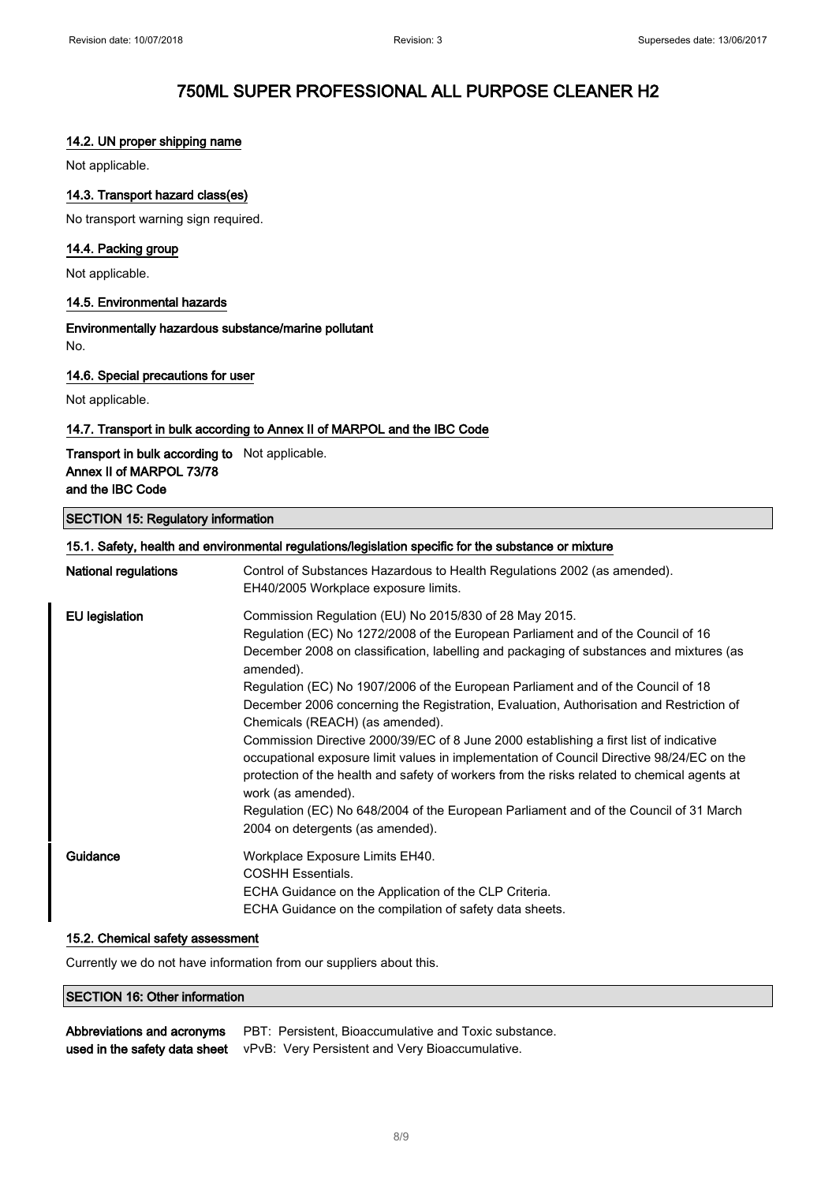### 14.2. UN proper shipping name

Not applicable.

### 14.3. Transport hazard class(es)

No transport warning sign required.

### 14.4. Packing group

Not applicable.

### 14.5. Environmental hazards

**Environmentally hazardous substance/marine pollutant**

No.

### 14.6. Special precautions for user

Not applicable.

### 14.7. Transport in bulk according to Annex II of MARPOL and the IBC Code

**Transport in bulk according to Annex II of MARPOL 73/78 and the IBC Code** Not applicable.

## SECTION 15: Regulatory information

### 15.1. Safety, health and environmental regulations/legislation specific for the substance or mixture

**National regulations**

Control of Substances Hazardous to Health Regulations 2002 (as amended).
EH40/2005 Workplace exposure limits.

**EU legislation**

Commission Regulation (EU) No 2015/830 of 28 May 2015.
Regulation (EC) No 1272/2008 of the European Parliament and of the Council of 16 December 2008 on classification, labelling and packaging of substances and mixtures (as amended).
Regulation (EC) No 1907/2006 of the European Parliament and of the Council of 18 December 2006 concerning the Registration, Evaluation, Authorisation and Restriction of Chemicals (REACH) (as amended).
Commission Directive 2000/39/EC of 8 June 2000 establishing a first list of indicative occupational exposure limit values in implementation of Council Directive 98/24/EC on the protection of the health and safety of workers from the risks related to chemical agents at work (as amended).
Regulation (EC) No 648/2004 of the European Parliament and of the Council of 31 March 2004 on detergents (as amended).

**Guidance**

Workplace Exposure Limits EH40.
COSHH Essentials.
ECHA Guidance on the Application of the CLP Criteria.
ECHA Guidance on the compilation of safety data sheets.

### 15.2. Chemical safety assessment

Currently we do not have information from our suppliers about this.

## SECTION 16: Other information

**Abbreviations and acronyms used in the safety data sheet**

PBT: Persistent, Bioaccumulative and Toxic substance.
vPvB: Very Persistent and Very Bioaccumulative.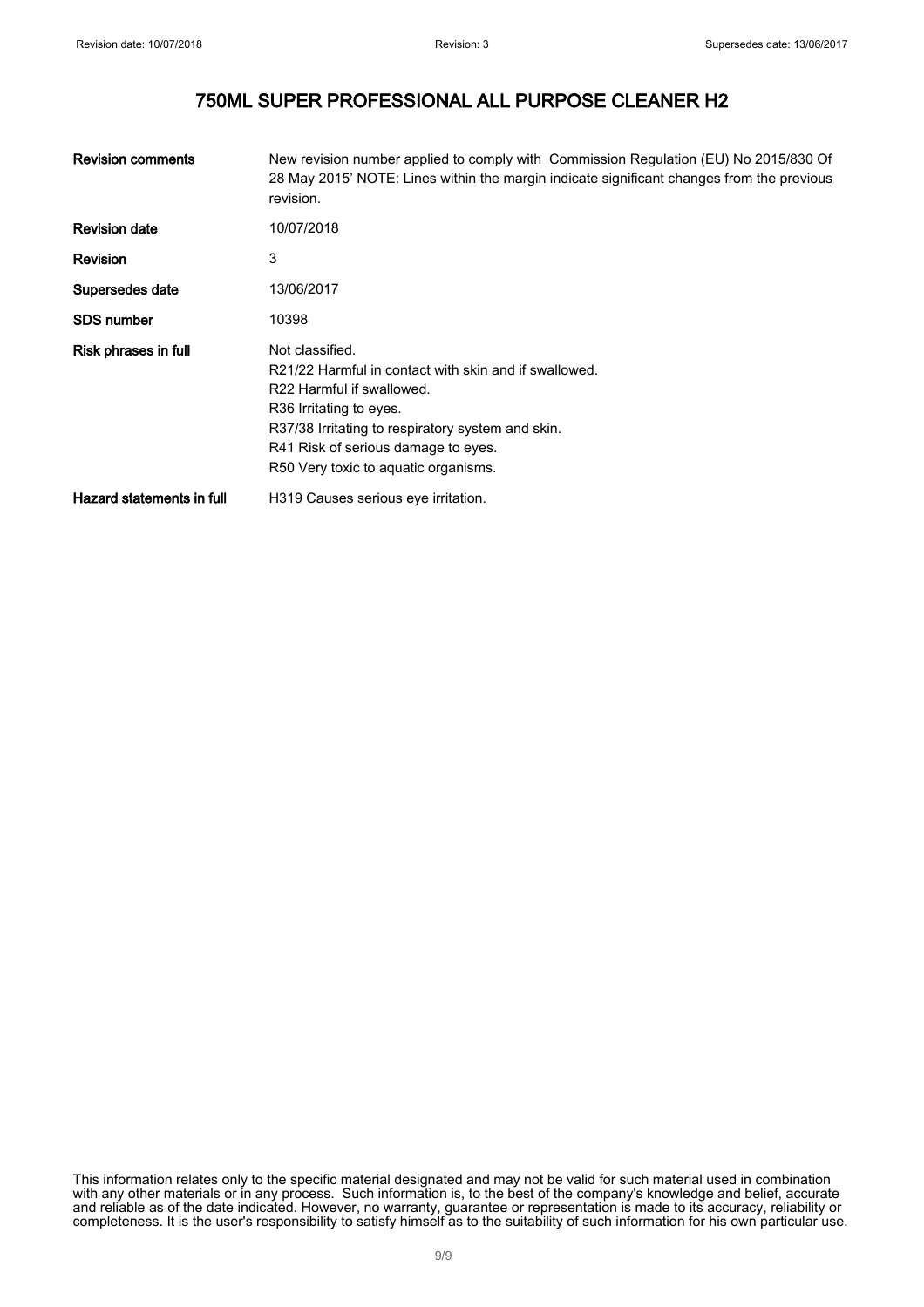# 750ML SUPER PROFESSIONAL ALL PURPOSE CLEANER H2

| | |
|---|---|
| **Revision comments** | New revision number applied to comply with Commission Regulation (EU) No 2015/830 Of 28 May 2015' NOTE: Lines within the margin indicate significant changes from the previous revision. |
| **Revision date** | 10/07/2018 |
| **Revision** | 3 |
| **Supersedes date** | 13/06/2017 |
| **SDS number** | 10398 |
| **Risk phrases in full** | Not classified.<br>R21/22 Harmful in contact with skin and if swallowed.<br>R22 Harmful if swallowed.<br>R36 Irritating to eyes.<br>R37/38 Irritating to respiratory system and skin.<br>R41 Risk of serious damage to eyes.<br>R50 Very toxic to aquatic organisms. |
| **Hazard statements in full** | H319 Causes serious eye irritation. |

This information relates only to the specific material designated and may not be valid for such material used in combination with any other materials or in any process. Such information is, to the best of the company's knowledge and belief, accurate and reliable as of the date indicated. However, no warranty, guarantee or representation is made to its accuracy, reliability or completeness. It is the user's responsibility to satisfy himself as to the suitability of such information for his own particular use.